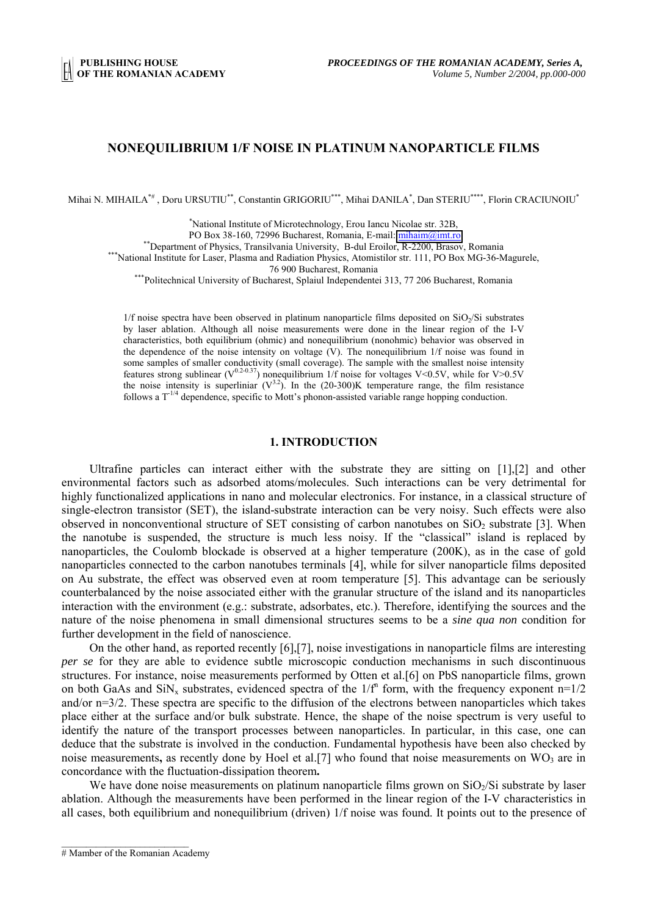# NONEQUILIBRIUM 1/F NOISE IN PLATINUM NANOPARTICLE FILMS

Mihai N. MIHAILA[*#], Doru URSUTIU[**], Constantin GRIGORIU[***], Mihai DANILA[*], Dan STERIU[****], Florin CRACIUNOIU[*]

[*] National Institute of Microtechnology, Erou Iancu Nicolae str. 32B, PO Box 38-160, 72996 Bucharest, Romania, E-mail: mihaim@imt.ro

[**] Department of Physics, Transilvania University, B-dul Eroilor, R-2200, Brasov, Romania

[***] National Institute for Laser, Plasma and Radiation Physics, Atomistilor str. 111, PO Box MG-36-Magurele, 76 900 Bucharest, Romania

[***] Politechnical University of Bucharest, Splaiul Independentei 313, 77 206 Bucharest, Romania

1/f noise spectra have been observed in platinum nanoparticle films deposited on $SiO_2$/Si substrates by laser ablation. Although all noise measurements were done in the linear region of the I-V characteristics, both equilibrium (ohmic) and nonequilibrium (nonohmic) behavior was observed in the dependence of the noise intensity on voltage (V). The nonequilibrium 1/f noise was found in some samples of smaller conductivity (small coverage). The sample with the smallest noise intensity features strong sublinear ($V^{0.2-0.37}$) nonequilibrium 1/f noise for voltages V<0.5V, while for V>0.5V the noise intensity is superliniar ($V^{3.2}$). In the (20-300)K temperature range, the film resistance follows a $T^{-1/4}$ dependence, specific to Mott's phonon-assisted variable range hopping conduction.

## 1. INTRODUCTION

Ultrafine particles can interact either with the substrate they are sitting on [1],[2] and other environmental factors such as adsorbed atoms/molecules. Such interactions can be very detrimental for highly functionalized applications in nano and molecular electronics. For instance, in a classical structure of single-electron transistor (SET), the island-substrate interaction can be very noisy. Such effects were also observed in nonconventional structure of SET consisting of carbon nanotubes on $SiO_2$ substrate [3]. When the nanotube is suspended, the structure is much less noisy. If the "classical" island is replaced by nanoparticles, the Coulomb blockade is observed at a higher temperature (200K), as in the case of gold nanoparticles connected to the carbon nanotubes terminals [4], while for silver nanoparticle films deposited on Au substrate, the effect was observed even at room temperature [5]. This advantage can be seriously counterbalanced by the noise associated either with the granular structure of the island and its nanoparticles interaction with the environment (e.g.: substrate, adsorbates, etc.). Therefore, identifying the sources and the nature of the noise phenomena in small dimensional structures seems to be a *sine qua non* condition for further development in the field of nanoscience.

On the other hand, as reported recently [6],[7], noise investigations in nanoparticle films are interesting *per se* for they are able to evidence subtle microscopic conduction mechanisms in such discontinuous structures. For instance, noise measurements performed by Otten et al.[6] on PbS nanoparticle films, grown on both GaAs and $SiN_x$ substrates, evidenced spectra of the $1/f^n$ form, with the frequency exponent n=1/2 and/or n=3/2. These spectra are specific to the diffusion of the electrons between nanoparticles which takes place either at the surface and/or bulk substrate. Hence, the shape of the noise spectrum is very useful to identify the nature of the transport processes between nanoparticles. In particular, in this case, one can deduce that the substrate is involved in the conduction. Fundamental hypothesis have been also checked by noise measurements**,** as recently done by Hoel et al.[7] who found that noise measurements on $WO_3$ are in concordance with the fluctuation-dissipation theorem**.**

We have done noise measurements on platinum nanoparticle films grown on $SiO_2$/Si substrate by laser ablation. Although the measurements have been performed in the linear region of the I-V characteristics in all cases, both equilibrium and nonequilibrium (driven) 1/f noise was found. It points out to the presence of

# Mamber of the Romanian Academy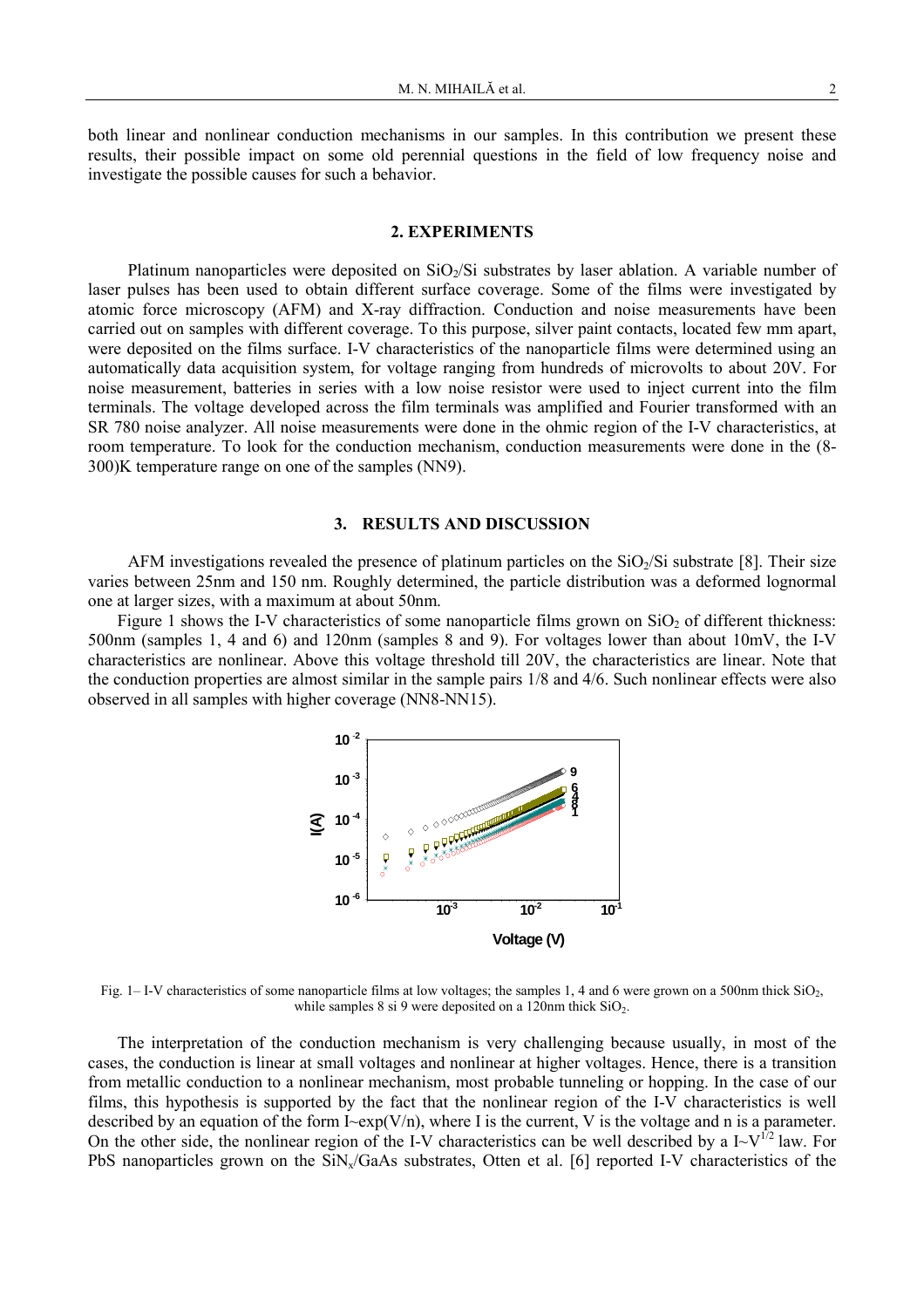both linear and nonlinear conduction mechanisms in our samples. In this contribution we present these results, their possible impact on some old perennial questions in the field of low frequency noise and investigate the possible causes for such a behavior.

## 2. EXPERIMENTS

Platinum nanoparticles were deposited on $SiO_2$/Si substrates by laser ablation. A variable number of laser pulses has been used to obtain different surface coverage. Some of the films were investigated by atomic force microscopy (AFM) and X-ray diffraction. Conduction and noise measurements have been carried out on samples with different coverage. To this purpose, silver paint contacts, located few mm apart, were deposited on the films surface. I-V characteristics of the nanoparticle films were determined using an automatically data acquisition system, for voltage ranging from hundreds of microvolts to about 20V. For noise measurement, batteries in series with a low noise resistor were used to inject current into the film terminals. The voltage developed across the film terminals was amplified and Fourier transformed with an SR 780 noise analyzer. All noise measurements were done in the ohmic region of the I-V characteristics, at room temperature. To look for the conduction mechanism, conduction measurements were done in the (8-300)K temperature range on one of the samples (NN9).

## 3. RESULTS AND DISCUSSION

AFM investigations revealed the presence of platinum particles on the $SiO_2$/Si substrate [8]. Their size varies between 25nm and 150 nm. Roughly determined, the particle distribution was a deformed lognormal one at larger sizes, with a maximum at about 50nm.

Figure 1 shows the I-V characteristics of some nanoparticle films grown on $SiO_2$ of different thickness: 500nm (samples 1, 4 and 6) and 120nm (samples 8 and 9). For voltages lower than about 10mV, the I-V characteristics are nonlinear. Above this voltage threshold till 20V, the characteristics are linear. Note that the conduction properties are almost similar in the sample pairs 1/8 and 4/6. Such nonlinear effects were also observed in all samples with higher coverage (NN8-NN15).

Fig. 1– I-V characteristics of some nanoparticle films at low voltages; the samples 1, 4 and 6 were grown on a 500nm thick $SiO_2$, while samples 8 si 9 were deposited on a 120nm thick $SiO_2$.

The interpretation of the conduction mechanism is very challenging because usually, in most of the cases, the conduction is linear at small voltages and nonlinear at higher voltages. Hence, there is a transition from metallic conduction to a nonlinear mechanism, most probable tunneling or hopping. In the case of our films, this hypothesis is supported by the fact that the nonlinear region of the I-V characteristics is well described by an equation of the form $I \sim \exp(V/n)$, where I is the current, V is the voltage and n is a parameter. On the other side, the nonlinear region of the I-V characteristics can be well described by a $I \sim V^{1/2}$ law. For PbS nanoparticles grown on the $SiN_x$/GaAs substrates, Otten et al. [6] reported I-V characteristics of the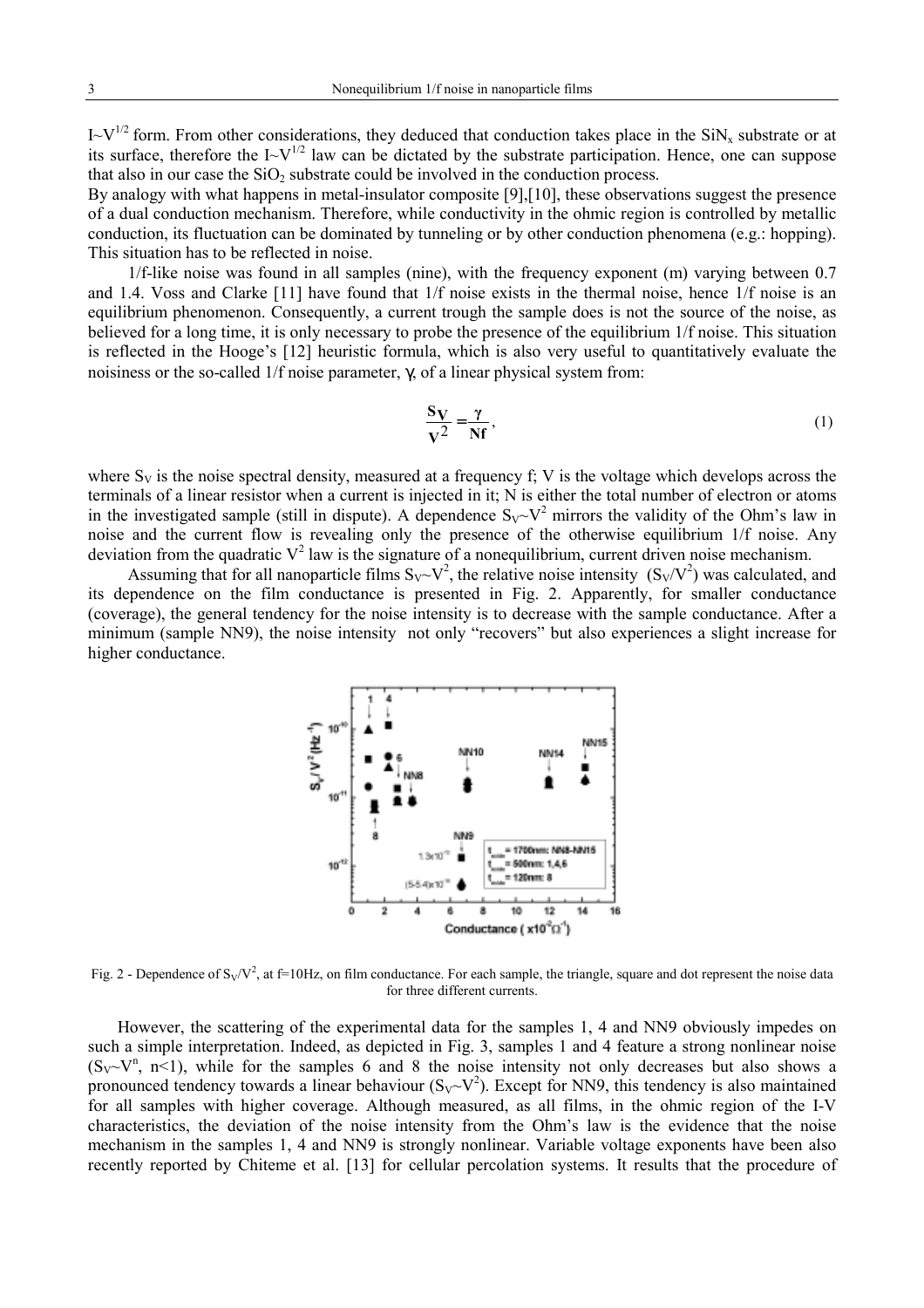$I \sim V^{1/2}$ form. From other considerations, they deduced that conduction takes place in the $SiN_x$ substrate or at its surface, therefore the $I \sim V^{1/2}$ law can be dictated by the substrate participation. Hence, one can suppose that also in our case the $SiO_2$ substrate could be involved in the conduction process.

By analogy with what happens in metal-insulator composite [9],[10], these observations suggest the presence of a dual conduction mechanism. Therefore, while conductivity in the ohmic region is controlled by metallic conduction, its fluctuation can be dominated by tunneling or by other conduction phenomena (e.g.: hopping). This situation has to be reflected in noise.

1/f-like noise was found in all samples (nine), with the frequency exponent (m) varying between 0.7 and 1.4. Voss and Clarke [11] have found that 1/f noise exists in the thermal noise, hence 1/f noise is an equilibrium phenomenon. Consequently, a current trough the sample does is not the source of the noise, as believed for a long time, it is only necessary to probe the presence of the equilibrium 1/f noise. This situation is reflected in the Hooge's [12] heuristic formula, which is also very useful to quantitatively evaluate the noisiness or the so-called 1/f noise parameter, $\gamma$, of a linear physical system from:

$$\frac{S_V}{V^2} = \frac{\gamma}{Nf}, \tag{1}$$

where $S_V$ is the noise spectral density, measured at a frequency f; V is the voltage which develops across the terminals of a linear resistor when a current is injected in it; N is either the total number of electron or atoms in the investigated sample (still in dispute). A dependence $S_V \sim V^2$ mirrors the validity of the Ohm's law in noise and the current flow is revealing only the presence of the otherwise equilibrium 1/f noise. Any deviation from the quadratic $V^2$ law is the signature of a nonequilibrium, current driven noise mechanism.

Assuming that for all nanoparticle films $S_V \sim V^2$, the relative noise intensity ($S_V/V^2$) was calculated, and its dependence on the film conductance is presented in Fig. 2. Apparently, for smaller conductance (coverage), the general tendency for the noise intensity is to decrease with the sample conductance. After a minimum (sample NN9), the noise intensity not only "recovers" but also experiences a slight increase for higher conductance.

Fig. 2 - Dependence of $S_V/V^2$, at f=10Hz, on film conductance. For each sample, the triangle, square and dot represent the noise data for three different currents.

However, the scattering of the experimental data for the samples 1, 4 and NN9 obviously impedes on such a simple interpretation. Indeed, as depicted in Fig. 3, samples 1 and 4 feature a strong nonlinear noise ($S_V \sim V^n$, n<1), while for the samples 6 and 8 the noise intensity not only decreases but also shows a pronounced tendency towards a linear behaviour ($S_V \sim V^2$). Except for NN9, this tendency is also maintained for all samples with higher coverage. Although measured, as all films, in the ohmic region of the I-V characteristics, the deviation of the noise intensity from the Ohm's law is the evidence that the noise mechanism in the samples 1, 4 and NN9 is strongly nonlinear. Variable voltage exponents have been also recently reported by Chiteme et al. [13] for cellular percolation systems. It results that the procedure of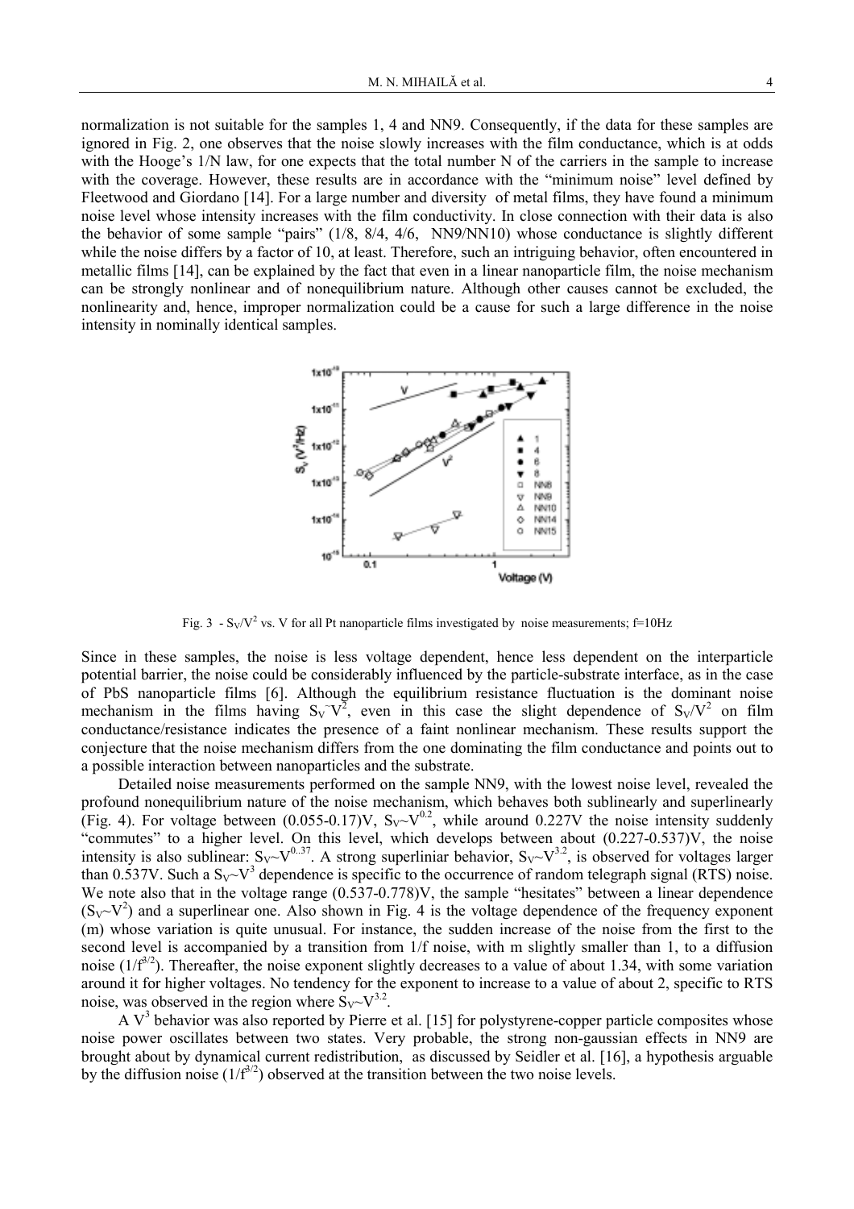normalization is not suitable for the samples 1, 4 and NN9. Consequently, if the data for these samples are ignored in Fig. 2, one observes that the noise slowly increases with the film conductance, which is at odds with the Hooge's 1/N law, for one expects that the total number N of the carriers in the sample to increase with the coverage. However, these results are in accordance with the "minimum noise" level defined by Fleetwood and Giordano [14]. For a large number and diversity of metal films, they have found a minimum noise level whose intensity increases with the film conductivity. In close connection with their data is also the behavior of some sample "pairs" (1/8, 8/4, 4/6, NN9/NN10) whose conductance is slightly different while the noise differs by a factor of 10, at least. Therefore, such an intriguing behavior, often encountered in metallic films [14], can be explained by the fact that even in a linear nanoparticle film, the noise mechanism can be strongly nonlinear and of nonequilibrium nature. Although other causes cannot be excluded, the nonlinearity and, hence, improper normalization could be a cause for such a large difference in the noise intensity in nominally identical samples.

Fig. 3 - $S_V/V^2$ vs. V for all Pt nanoparticle films investigated by noise measurements; f=10Hz

Since in these samples, the noise is less voltage dependent, hence less dependent on the interparticle potential barrier, the noise could be considerably influenced by the particle-substrate interface, as in the case of PbS nanoparticle films [6]. Although the equilibrium resistance fluctuation is the dominant noise mechanism in the films having $S_V \sim V^2$, even in this case the slight dependence of $S_V/V^2$ on film conductance/resistance indicates the presence of a faint nonlinear mechanism. These results support the conjecture that the noise mechanism differs from the one dominating the film conductance and points out to a possible interaction between nanoparticles and the substrate.

Detailed noise measurements performed on the sample NN9, with the lowest noise level, revealed the profound nonequilibrium nature of the noise mechanism, which behaves both sublinearly and superlinearly (Fig. 4). For voltage between (0.055-0.17)V, $S_V \sim V^{0.2}$, while around 0.227V the noise intensity suddenly "commutes" to a higher level. On this level, which develops between about (0.227-0.537)V, the noise intensity is also sublinear: $S_V \sim V^{0..37}$. A strong superliniar behavior, $S_V \sim V^{3.2}$, is observed for voltages larger than 0.537V. Such a $S_V \sim V^3$ dependence is specific to the occurrence of random telegraph signal (RTS) noise. We note also that in the voltage range (0.537-0.778)V, the sample "hesitates" between a linear dependence ($S_V \sim V^2$) and a superlinear one. Also shown in Fig. 4 is the voltage dependence of the frequency exponent (m) whose variation is quite unusual. For instance, the sudden increase of the noise from the first to the second level is accompanied by a transition from 1/f noise, with m slightly smaller than 1, to a diffusion noise ($1/f^{3/2}$). Thereafter, the noise exponent slightly decreases to a value of about 1.34, with some variation around it for higher voltages. No tendency for the exponent to increase to a value of about 2, specific to RTS noise, was observed in the region where $S_V \sim V^{3.2}$.

A $V^3$ behavior was also reported by Pierre et al. [15] for polystyrene-copper particle composites whose noise power oscillates between two states. Very probable, the strong non-gaussian effects in NN9 are brought about by dynamical current redistribution, as discussed by Seidler et al. [16], a hypothesis arguable by the diffusion noise ($1/f^{3/2}$) observed at the transition between the two noise levels.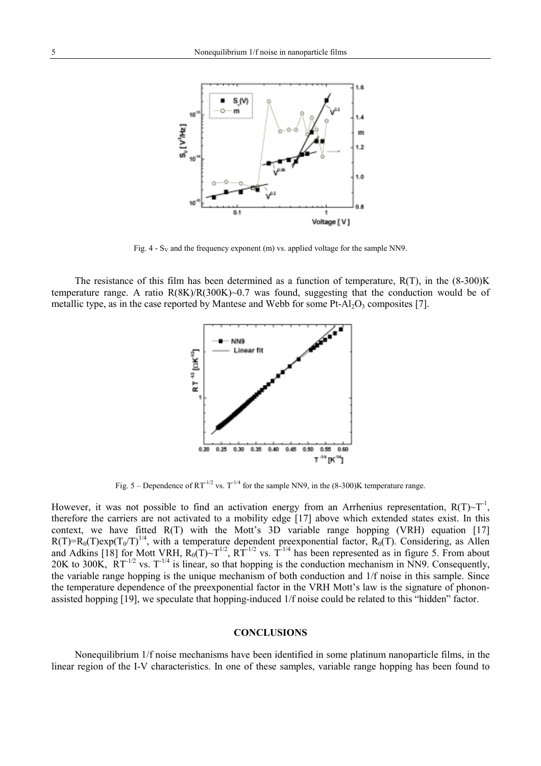Fig. 4 - $S_V$ and the frequency exponent (m) vs. applied voltage for the sample NN9.

The resistance of this film has been determined as a function of temperature, R(T), in the (8-300)K temperature range. A ratio R(8K)/R(300K)~0.7 was found, suggesting that the conduction would be of metallic type, as in the case reported by Mantese and Webb for some Pt-$Al_2O_3$ composites [7].

Fig. 5 – Dependence of $RT^{-1/2}$ vs. $T^{-1/4}$ for the sample NN9, in the (8-300)K temperature range.

However, it was not possible to find an activation energy from an Arrhenius representation, $R(T) \sim T^{-1}$, therefore the carriers are not activated to a mobility edge [17] above which extended states exist. In this context, we have fitted R(T) with the Mott's 3D variable range hopping (VRH) equation [17] $R(T)=R_0(T)\exp(T_0/T)^{1/4}$, with a temperature dependent preexponential factor, $R_0(T)$. Considering, as Allen and Adkins [18] for Mott VRH, $R_0(T) \sim T^{1/2}$, $RT^{-1/2}$ vs. $T^{-1/4}$ has been represented as in figure 5. From about 20K to 300K, $RT^{-1/2}$ vs. $T^{-1/4}$ is linear, so that hopping is the conduction mechanism in NN9. Consequently, the variable range hopping is the unique mechanism of both conduction and 1/f noise in this sample. Since the temperature dependence of the preexponential factor in the VRH Mott's law is the signature of phonon-assisted hopping [19], we speculate that hopping-induced 1/f noise could be related to this "hidden" factor.

## CONCLUSIONS

Nonequilibrium 1/f noise mechanisms have been identified in some platinum nanoparticle films, in the linear region of the I-V characteristics. In one of these samples, variable range hopping has been found to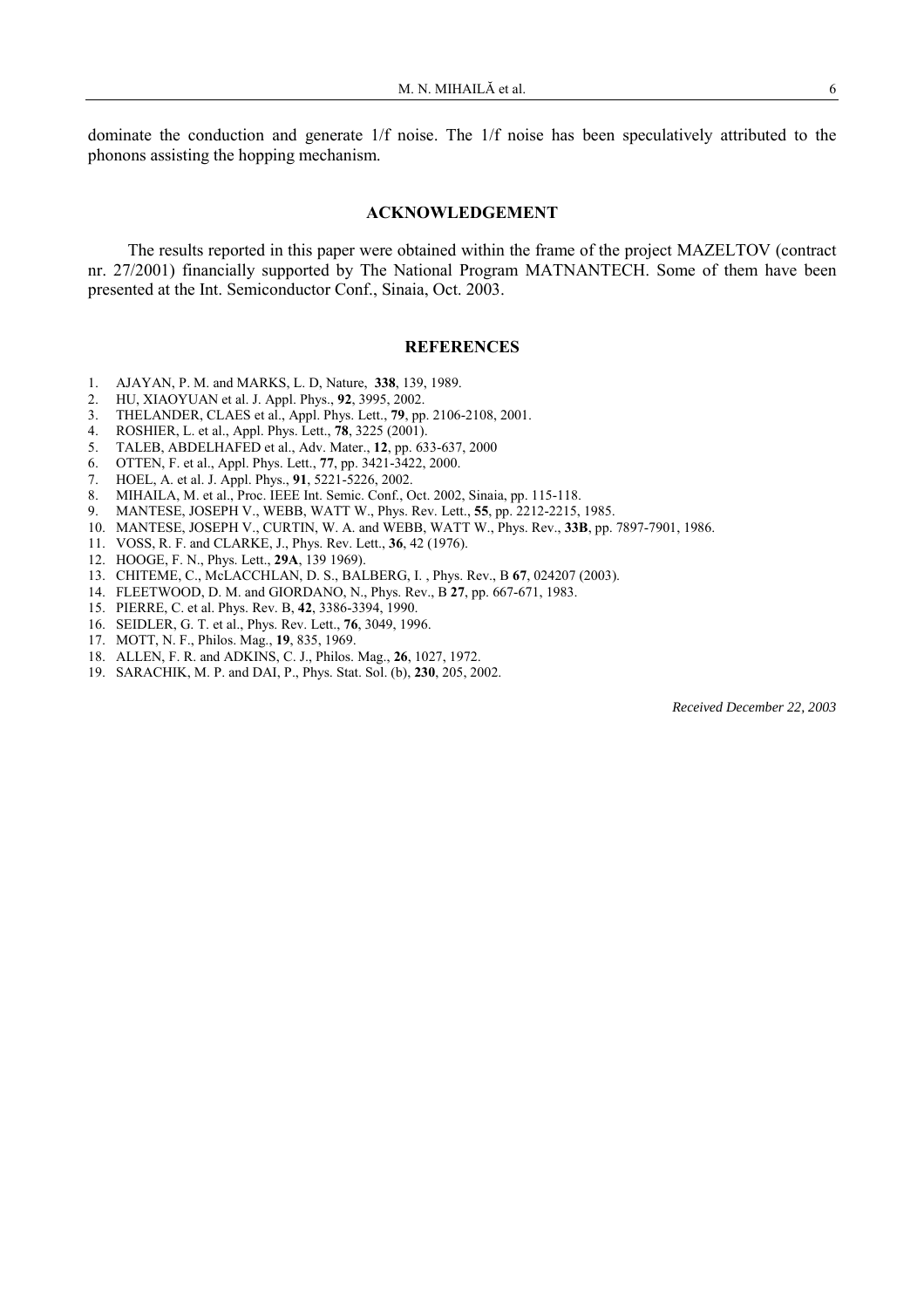dominate the conduction and generate 1/f noise. The 1/f noise has been speculatively attributed to the phonons assisting the hopping mechanism.

## ACKNOWLEDGEMENT

The results reported in this paper were obtained within the frame of the project MAZELTOV (contract nr. 27/2001) financially supported by The National Program MATNANTECH. Some of them have been presented at the Int. Semiconductor Conf., Sinaia, Oct. 2003.

## REFERENCES

1. AJAYAN, P. M. and MARKS, L. D, Nature, **338**, 139, 1989.
2. HU, XIAOYUAN et al. J. Appl. Phys., **92**, 3995, 2002.
3. THELANDER, CLAES et al., Appl. Phys. Lett., **79**, pp. 2106-2108, 2001.
4. ROSHIER, L. et al., Appl. Phys. Lett., **78**, 3225 (2001).
5. TALEB, ABDELHAFED et al., Adv. Mater., **12**, pp. 633-637, 2000
6. OTTEN, F. et al., Appl. Phys. Lett., **77**, pp. 3421-3422, 2000.
7. HOEL, A. et al. J. Appl. Phys., **91**, 5221-5226, 2002.
8. MIHAILA, M. et al., Proc. IEEE Int. Semic. Conf., Oct. 2002, Sinaia, pp. 115-118.
9. MANTESE, JOSEPH V., WEBB, WATT W., Phys. Rev. Lett., **55**, pp. 2212-2215, 1985.
10. MANTESE, JOSEPH V., CURTIN, W. A. and WEBB, WATT W., Phys. Rev., **33B**, pp. 7897-7901, 1986.
11. VOSS, R. F. and CLARKE, J., Phys. Rev. Lett., **36**, 42 (1976).
12. HOOGE, F. N., Phys. Lett., **29A**, 139 1969).
13. CHITEME, C., McLACCHLAN, D. S., BALBERG, I. , Phys. Rev., B **67**, 024207 (2003).
14. FLEETWOOD, D. M. and GIORDANO, N., Phys. Rev., B **27**, pp. 667-671, 1983.
15. PIERRE, C. et al. Phys. Rev. B, **42**, 3386-3394, 1990.
16. SEIDLER, G. T. et al., Phys. Rev. Lett., **76**, 3049, 1996.
17. MOTT, N. F., Philos. Mag., **19**, 835, 1969.
18. ALLEN, F. R. and ADKINS, C. J., Philos. Mag., **26**, 1027, 1972.
19. SARACHIK, M. P. and DAI, P., Phys. Stat. Sol. (b), **230**, 205, 2002.

*Received December 22, 2003*